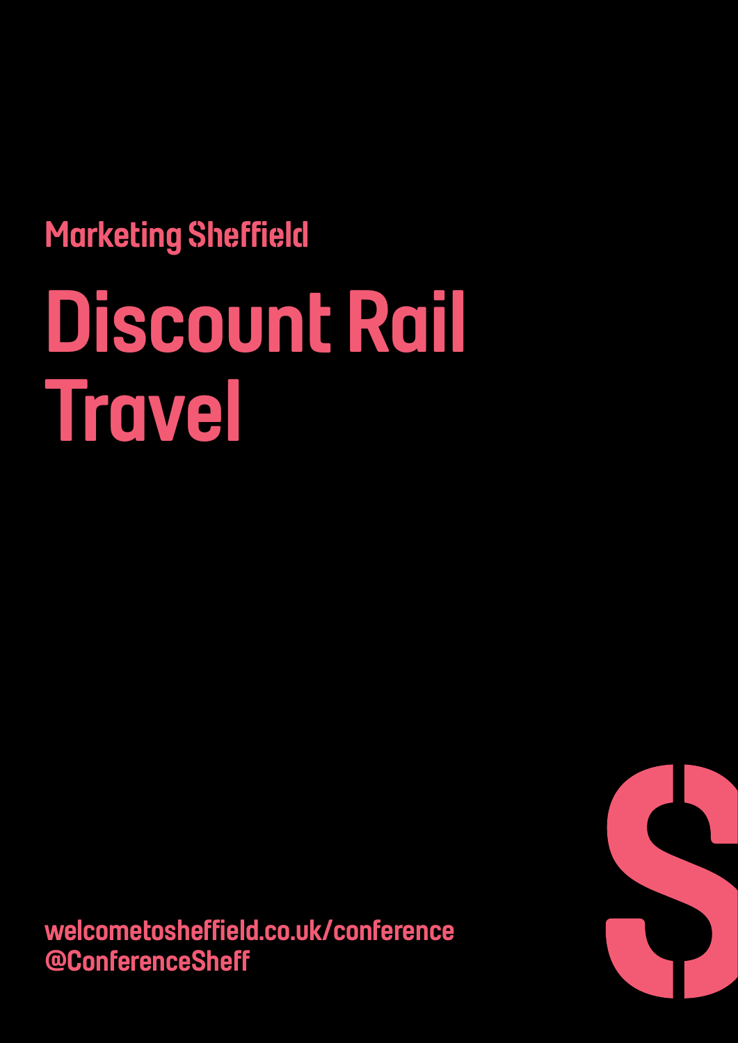Marketing Sheffield

# Discount Rail Travel

welcometosheffield.co.uk/conference
@ConferenceSheff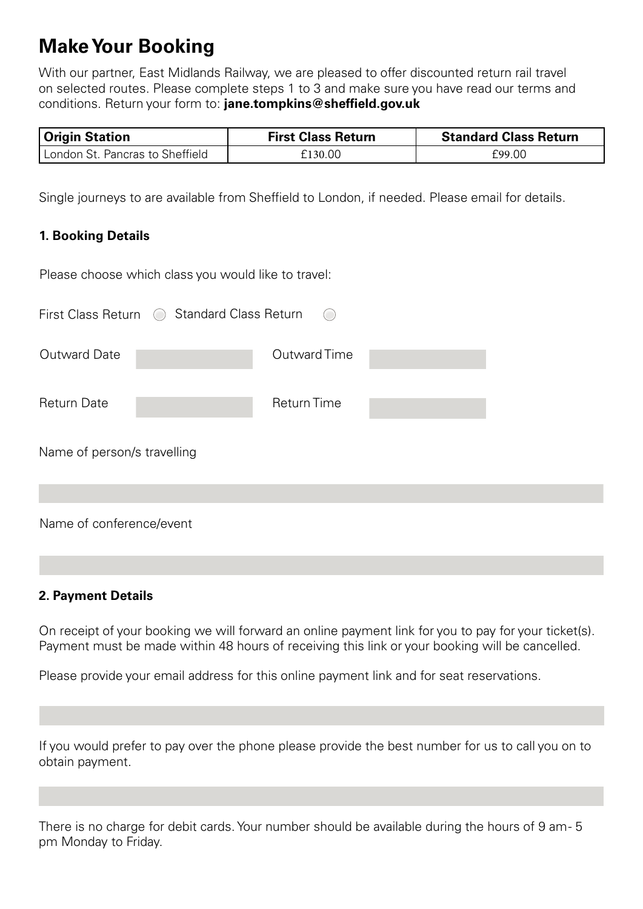# Make Your Booking

With our partner, East Midlands Railway, we are pleased to offer discounted return rail travel on selected routes. Please complete steps 1 to 3 and make sure you have read our terms and conditions. Return your form to: **jane.tompkins@sheffield.gov.uk**

| Origin Station | First Class Return | Standard Class Return |
|---|---|---|
| London St. Pancras to Sheffield | £130.00 | £99.00 |

Single journeys to are available from Sheffield to London, if needed. Please email for details.

### 1. Booking Details

Please choose which class you would like to travel:

First Class Return ○ Standard Class Return ○

Outward Date ______ Outward Time ______

Return Date ______ Return Time ______

Name of person/s travelling

______

Name of conference/event

______

### 2. Payment Details

On receipt of your booking we will forward an online payment link for you to pay for your ticket(s). Payment must be made within 48 hours of receiving this link or your booking will be cancelled.

Please provide your email address for this online payment link and for seat reservations.

______

If you would prefer to pay over the phone please provide the best number for us to call you on to obtain payment.

______

There is no charge for debit cards. Your number should be available during the hours of 9 am- 5 pm Monday to Friday.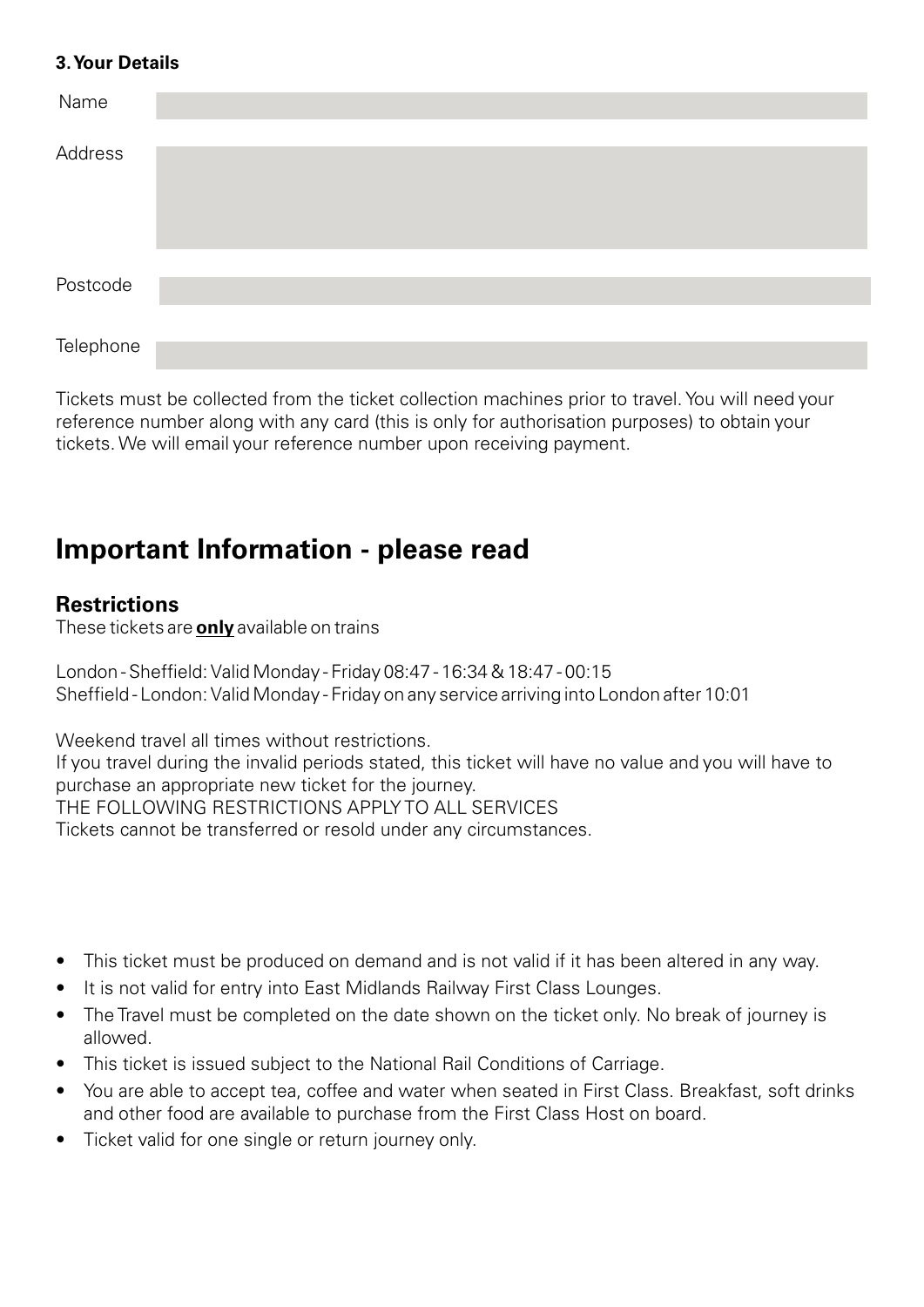**3. Your Details**

| Name | |
|---|---|
| Address | |
| Postcode | |
| Telephone | |

Tickets must be collected from the ticket collection machines prior to travel. You will need your reference number along with any card (this is only for authorisation purposes) to obtain your tickets. We will email your reference number upon receiving payment.

# Important Information - please read

## Restrictions

These tickets are **only** available on trains

London - Sheffield: Valid Monday - Friday 08:47 - 16:34 & 18:47 - 00:15
Sheffield - London: Valid Monday - Friday on any service arriving into London after 10:01

Weekend travel all times without restrictions.
If you travel during the invalid periods stated, this ticket will have no value and you will have to purchase an appropriate new ticket for the journey.
THE FOLLOWING RESTRICTIONS APPLY TO ALL SERVICES
Tickets cannot be transferred or resold under any circumstances.

- This ticket must be produced on demand and is not valid if it has been altered in any way.
- It is not valid for entry into East Midlands Railway First Class Lounges.
- The Travel must be completed on the date shown on the ticket only. No break of journey is allowed.
- This ticket is issued subject to the National Rail Conditions of Carriage.
- You are able to accept tea, coffee and water when seated in First Class. Breakfast, soft drinks and other food are available to purchase from the First Class Host on board.
- Ticket valid for one single or return journey only.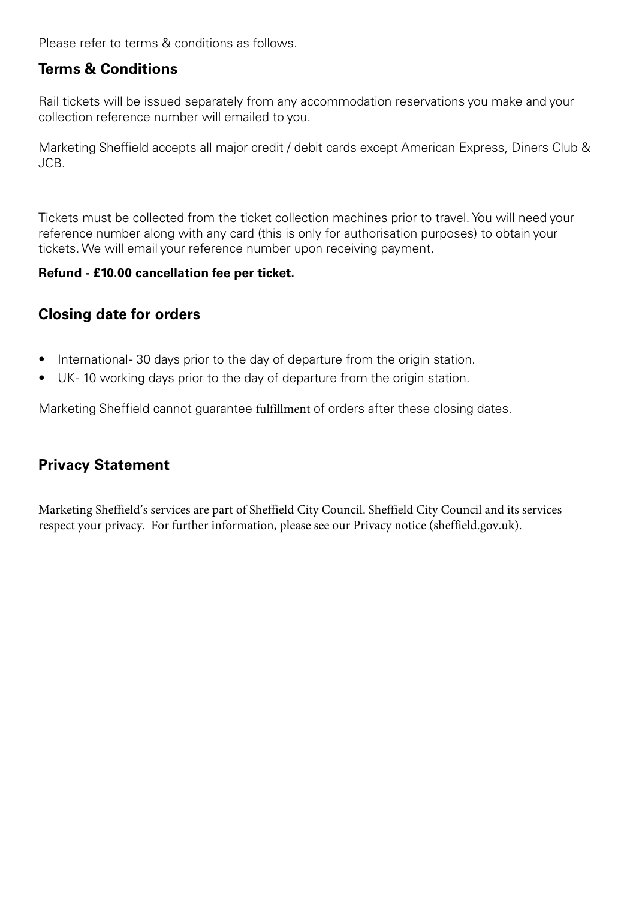Please refer to terms & conditions as follows.

## Terms & Conditions

Rail tickets will be issued separately from any accommodation reservations you make and your collection reference number will emailed to you.

Marketing Sheffield accepts all major credit / debit cards except American Express, Diners Club & JCB.

Tickets must be collected from the ticket collection machines prior to travel. You will need your reference number along with any card (this is only for authorisation purposes) to obtain your tickets. We will email your reference number upon receiving payment.

**Refund - £10.00 cancellation fee per ticket.**

## Closing date for orders

- International- 30 days prior to the day of departure from the origin station.
- UK- 10 working days prior to the day of departure from the origin station.

Marketing Sheffield cannot guarantee fulfillment of orders after these closing dates.

## Privacy Statement

Marketing Sheffield's services are part of Sheffield City Council. Sheffield City Council and its services respect your privacy. For further information, please see our Privacy notice (sheffield.gov.uk).